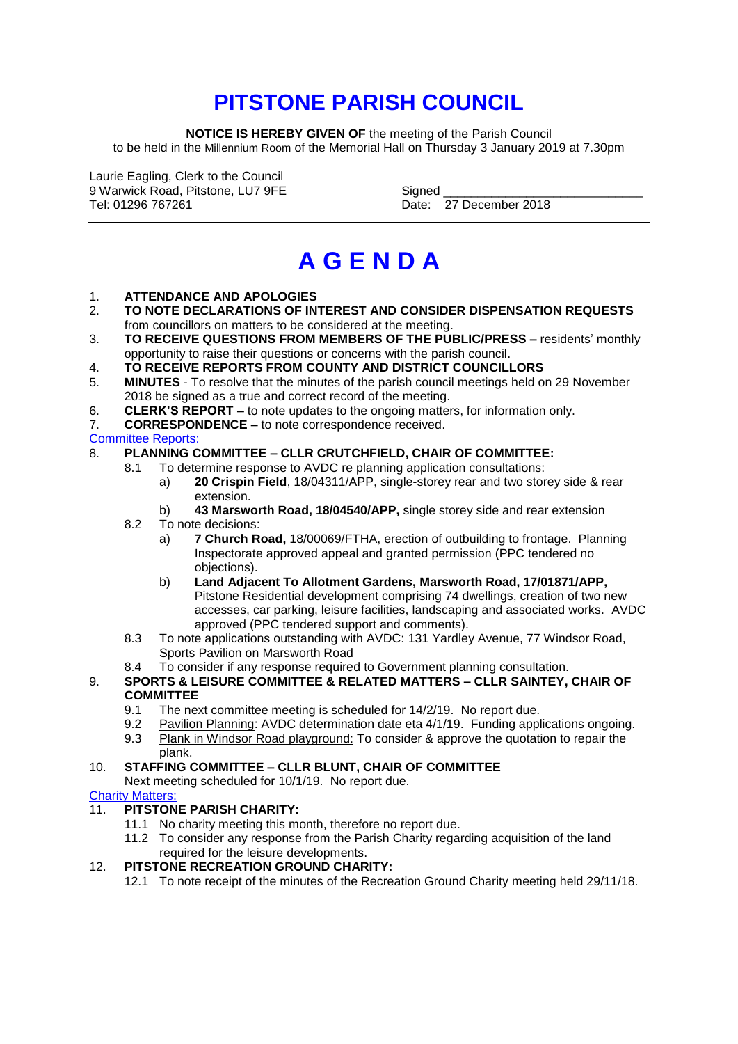# PITSTONE PARISH COUNCIL

**NOTICE IS HEREBY GIVEN OF** the meeting of the Parish Council to be held in the Millennium Room of the Memorial Hall on Thursday 3 January 2019 at 7.30pm

Laurie Eagling, Clerk to the Council
9 Warwick Road, Pitstone, LU7 9FE
Tel: 01296 767261

Signed ______________________________
Date: 27 December 2018

---

# A G E N D A

1. **ATTENDANCE AND APOLOGIES**
2. **TO NOTE DECLARATIONS OF INTEREST AND CONSIDER DISPENSATION REQUESTS** from councillors on matters to be considered at the meeting.
3. **TO RECEIVE QUESTIONS FROM MEMBERS OF THE PUBLIC/PRESS –** residents' monthly opportunity to raise their questions or concerns with the parish council.
4. **TO RECEIVE REPORTS FROM COUNTY AND DISTRICT COUNCILLORS**
5. **MINUTES** - To resolve that the minutes of the parish council meetings held on 29 November 2018 be signed as a true and correct record of the meeting.
6. **CLERK'S REPORT –** to note updates to the ongoing matters, for information only.
7. **CORRESPONDENCE –** to note correspondence received.

Committee Reports:

8. **PLANNING COMMITTEE – CLLR CRUTCHFIELD, CHAIR OF COMMITTEE:**
   - 8.1 To determine response to AVDC re planning application consultations:
     - a) **20 Crispin Field**, 18/04311/APP, single-storey rear and two storey side & rear extension.
     - b) **43 Marsworth Road, 18/04540/APP,** single storey side and rear extension
   - 8.2 To note decisions:
     - a) **7 Church Road,** 18/00069/FTHA, erection of outbuilding to frontage. Planning Inspectorate approved appeal and granted permission (PPC tendered no objections).
     - b) **Land Adjacent To Allotment Gardens, Marsworth Road, 17/01871/APP,** Pitstone Residential development comprising 74 dwellings, creation of two new accesses, car parking, leisure facilities, landscaping and associated works. AVDC approved (PPC tendered support and comments).
   - 8.3 To note applications outstanding with AVDC: 131 Yardley Avenue, 77 Windsor Road, Sports Pavilion on Marsworth Road
   - 8.4 To consider if any response required to Government planning consultation.
9. **SPORTS & LEISURE COMMITTEE & RELATED MATTERS – CLLR SAINTEY, CHAIR OF COMMITTEE**
   - 9.1 The next committee meeting is scheduled for 14/2/19. No report due.
   - 9.2 Pavilion Planning: AVDC determination date eta 4/1/19. Funding applications ongoing.
   - 9.3 Plank in Windsor Road playground: To consider & approve the quotation to repair the plank.
10. **STAFFING COMMITTEE – CLLR BLUNT, CHAIR OF COMMITTEE**
    Next meeting scheduled for 10/1/19. No report due.

Charity Matters:

11. **PITSTONE PARISH CHARITY:**
    - 11.1 No charity meeting this month, therefore no report due.
    - 11.2 To consider any response from the Parish Charity regarding acquisition of the land required for the leisure developments.
12. **PITSTONE RECREATION GROUND CHARITY:**
    - 12.1 To note receipt of the minutes of the Recreation Ground Charity meeting held 29/11/18.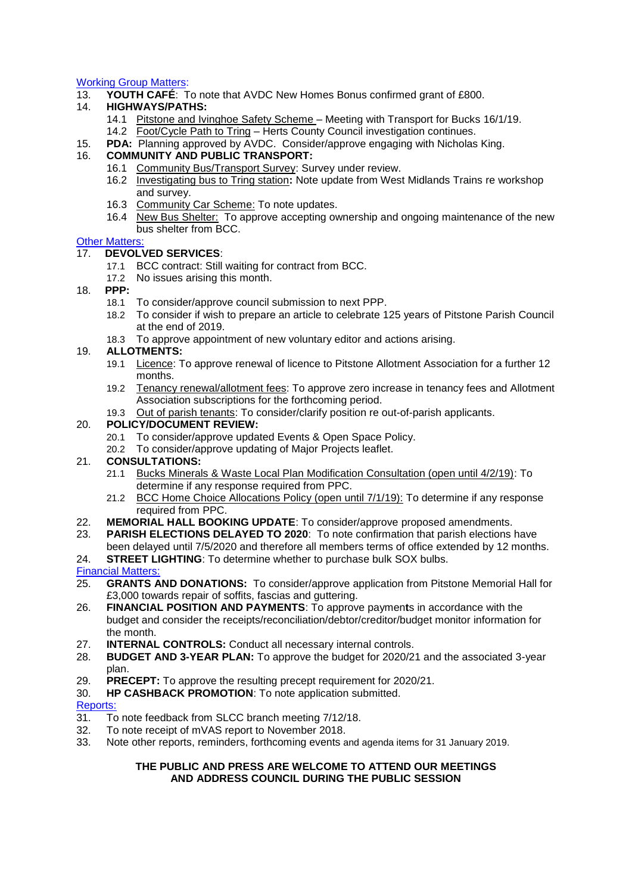Working Group Matters:

13. **YOUTH CAFÉ**: To note that AVDC New Homes Bonus confirmed grant of £800.
14. **HIGHWAYS/PATHS:**
    - 14.1 Pitstone and Ivinghoe Safety Scheme – Meeting with Transport for Bucks 16/1/19.
    - 14.2 Foot/Cycle Path to Tring – Herts County Council investigation continues.
15. **PDA:** Planning approved by AVDC. Consider/approve engaging with Nicholas King.
16. **COMMUNITY AND PUBLIC TRANSPORT:**
    - 16.1 Community Bus/Transport Survey: Survey under review.
    - 16.2 Investigating bus to Tring station**:** Note update from West Midlands Trains re workshop and survey.
    - 16.3 Community Car Scheme: To note updates.
    - 16.4 New Bus Shelter: To approve accepting ownership and ongoing maintenance of the new bus shelter from BCC.

Other Matters:

17. **DEVOLVED SERVICES**:
    - 17.1 BCC contract: Still waiting for contract from BCC.
    - 17.2 No issues arising this month.
18. **PPP:**
    - 18.1 To consider/approve council submission to next PPP.
    - 18.2 To consider if wish to prepare an article to celebrate 125 years of Pitstone Parish Council at the end of 2019.
    - 18.3 To approve appointment of new voluntary editor and actions arising.
19. **ALLOTMENTS:**
    - 19.1 Licence: To approve renewal of licence to Pitstone Allotment Association for a further 12 months.
    - 19.2 Tenancy renewal/allotment fees: To approve zero increase in tenancy fees and Allotment Association subscriptions for the forthcoming period.
    - 19.3 Out of parish tenants: To consider/clarify position re out-of-parish applicants.
20. **POLICY/DOCUMENT REVIEW:**
    - 20.1 To consider/approve updated Events & Open Space Policy.
    - 20.2 To consider/approve updating of Major Projects leaflet.
21. **CONSULTATIONS:**
    - 21.1 Bucks Minerals & Waste Local Plan Modification Consultation (open until 4/2/19): To determine if any response required from PPC.
    - 21.2 BCC Home Choice Allocations Policy (open until 7/1/19): To determine if any response required from PPC.
22. **MEMORIAL HALL BOOKING UPDATE**: To consider/approve proposed amendments.
23. **PARISH ELECTIONS DELAYED TO 2020**: To note confirmation that parish elections have been delayed until 7/5/2020 and therefore all members terms of office extended by 12 months.
24. **STREET LIGHTING**: To determine whether to purchase bulk SOX bulbs.

Financial Matters:

25. **GRANTS AND DONATIONS:** To consider/approve application from Pitstone Memorial Hall for £3,000 towards repair of soffits, fascias and guttering.
26. **FINANCIAL POSITION AND PAYMENTS**: To approve payments in accordance with the budget and consider the receipts/reconciliation/debtor/creditor/budget monitor information for the month.
27. **INTERNAL CONTROLS:** Conduct all necessary internal controls.
28. **BUDGET AND 3-YEAR PLAN:** To approve the budget for 2020/21 and the associated 3-year plan.
29. **PRECEPT:** To approve the resulting precept requirement for 2020/21.
30. **HP CASHBACK PROMOTION**: To note application submitted.

Reports:

31. To note feedback from SLCC branch meeting 7/12/18.
32. To note receipt of mVAS report to November 2018.
33. Note other reports, reminders, forthcoming events and agenda items for 31 January 2019.

**THE PUBLIC AND PRESS ARE WELCOME TO ATTEND OUR MEETINGS AND ADDRESS COUNCIL DURING THE PUBLIC SESSION**